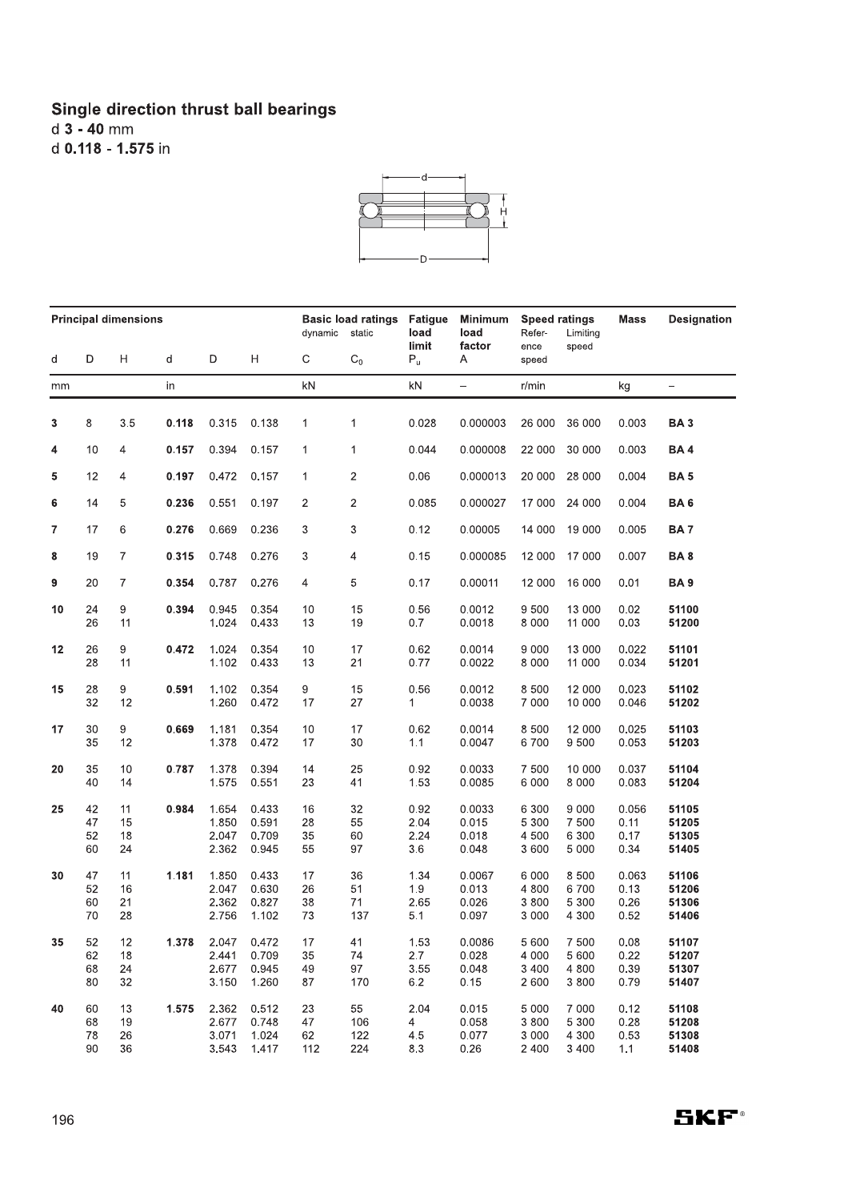## Single direction thrust ball bearings

d **3 - 40** mm

d **0.118 - 1.575** in

| Principal dimensions | | | | | | Basic load ratings dynamic | static | Fatigue load limit | Minimum load factor | Speed ratings Reference speed | Limiting speed | Mass | Designation |
|---|---|---|---|---|---|---|---|---|---|---|---|---|---|
| d | D | H | d | D | H | C | $C_0$ | $P_u$ | A | | | | |
| mm | | | in | | | kN | | kN | – | r/min | | kg | – |
| **3** | 8 | 3.5 | **0.118** | 0.315 | 0.138 | 1 | 1 | 0.028 | 0.000003 | 26 000 | 36 000 | 0.003 | **BA 3** |
| **4** | 10 | 4 | **0.157** | 0.394 | 0.157 | 1 | 1 | 0.044 | 0.000008 | 22 000 | 30 000 | 0.003 | **BA 4** |
| **5** | 12 | 4 | **0.197** | 0.472 | 0.157 | 1 | 2 | 0.06 | 0.000013 | 20 000 | 28 000 | 0.004 | **BA 5** |
| **6** | 14 | 5 | **0.236** | 0.551 | 0.197 | 2 | 2 | 0.085 | 0.000027 | 17 000 | 24 000 | 0.004 | **BA 6** |
| **7** | 17 | 6 | **0.276** | 0.669 | 0.236 | 3 | 3 | 0.12 | 0.00005 | 14 000 | 19 000 | 0.005 | **BA 7** |
| **8** | 19 | 7 | **0.315** | 0.748 | 0.276 | 3 | 4 | 0.15 | 0.000085 | 12 000 | 17 000 | 0.007 | **BA 8** |
| **9** | 20 | 7 | **0.354** | 0.787 | 0.276 | 4 | 5 | 0.17 | 0.00011 | 12 000 | 16 000 | 0.01 | **BA 9** |
| **10** | 24 | 9 | **0.394** | 0.945 | 0.354 | 10 | 15 | 0.56 | 0.0012 | 9 500 | 13 000 | 0.02 | **51100** |
| | 26 | 11 | | 1.024 | 0.433 | 13 | 19 | 0.7 | 0.0018 | 8 000 | 11 000 | 0.03 | **51200** |
| **12** | 26 | 9 | **0.472** | 1.024 | 0.354 | 10 | 17 | 0.62 | 0.0014 | 9 000 | 13 000 | 0.022 | **51101** |
| | 28 | 11 | | 1.102 | 0.433 | 13 | 21 | 0.77 | 0.0022 | 8 000 | 11 000 | 0.034 | **51201** |
| **15** | 28 | 9 | **0.591** | 1.102 | 0.354 | 9 | 15 | 0.56 | 0.0012 | 8 500 | 12 000 | 0.023 | **51102** |
| | 32 | 12 | | 1.260 | 0.472 | 17 | 27 | 1 | 0.0038 | 7 000 | 10 000 | 0.046 | **51202** |
| **17** | 30 | 9 | **0.669** | 1.181 | 0.354 | 10 | 17 | 0.62 | 0.0014 | 8 500 | 12 000 | 0.025 | **51103** |
| | 35 | 12 | | 1.378 | 0.472 | 17 | 30 | 1.1 | 0.0047 | 6 700 | 9 500 | 0.053 | **51203** |
| **20** | 35 | 10 | **0.787** | 1.378 | 0.394 | 14 | 25 | 0.92 | 0.0033 | 7 500 | 10 000 | 0.037 | **51104** |
| | 40 | 14 | | 1.575 | 0.551 | 23 | 41 | 1.53 | 0.0085 | 6 000 | 8 000 | 0.083 | **51204** |
| **25** | 42 | 11 | **0.984** | 1.654 | 0.433 | 16 | 32 | 0.92 | 0.0033 | 6 300 | 9 000 | 0.056 | **51105** |
| | 47 | 15 | | 1.850 | 0.591 | 28 | 55 | 2.04 | 0.015 | 5 300 | 7 500 | 0.11 | **51205** |
| | 52 | 18 | | 2.047 | 0.709 | 35 | 60 | 2.24 | 0.018 | 4 500 | 6 300 | 0.17 | **51305** |
| | 60 | 24 | | 2.362 | 0.945 | 55 | 97 | 3.6 | 0.048 | 3 600 | 5 000 | 0.34 | **51405** |
| **30** | 47 | 11 | **1.181** | 1.850 | 0.433 | 17 | 36 | 1.34 | 0.0067 | 6 000 | 8 500 | 0.063 | **51106** |
| | 52 | 16 | | 2.047 | 0.630 | 26 | 51 | 1.9 | 0.013 | 4 800 | 6 700 | 0.13 | **51206** |
| | 60 | 21 | | 2.362 | 0.827 | 38 | 71 | 2.65 | 0.026 | 3 800 | 5 300 | 0.26 | **51306** |
| | 70 | 28 | | 2.756 | 1.102 | 73 | 137 | 5.1 | 0.097 | 3 000 | 4 300 | 0.52 | **51406** |
| **35** | 52 | 12 | **1.378** | 2.047 | 0.472 | 17 | 41 | 1.53 | 0.0086 | 5 600 | 7 500 | 0.08 | **51107** |
| | 62 | 18 | | 2.441 | 0.709 | 35 | 74 | 2.7 | 0.028 | 4 000 | 5 600 | 0.22 | **51207** |
| | 68 | 24 | | 2.677 | 0.945 | 49 | 97 | 3.55 | 0.048 | 3 400 | 4 800 | 0.39 | **51307** |
| | 80 | 32 | | 3.150 | 1.260 | 87 | 170 | 6.2 | 0.15 | 2 600 | 3 800 | 0.79 | **51407** |
| **40** | 60 | 13 | **1.575** | 2.362 | 0.512 | 23 | 55 | 2.04 | 0.015 | 5 000 | 7 000 | 0.12 | **51108** |
| | 68 | 19 | | 2.677 | 0.748 | 47 | 106 | 4 | 0.058 | 3 800 | 5 300 | 0.28 | **51208** |
| | 78 | 26 | | 3.071 | 1.024 | 62 | 122 | 4.5 | 0.077 | 3 000 | 4 300 | 0.53 | **51308** |
| | 90 | 36 | | 3.543 | 1.417 | 112 | 224 | 8.3 | 0.26 | 2 400 | 3 400 | 1.1 | **51408** |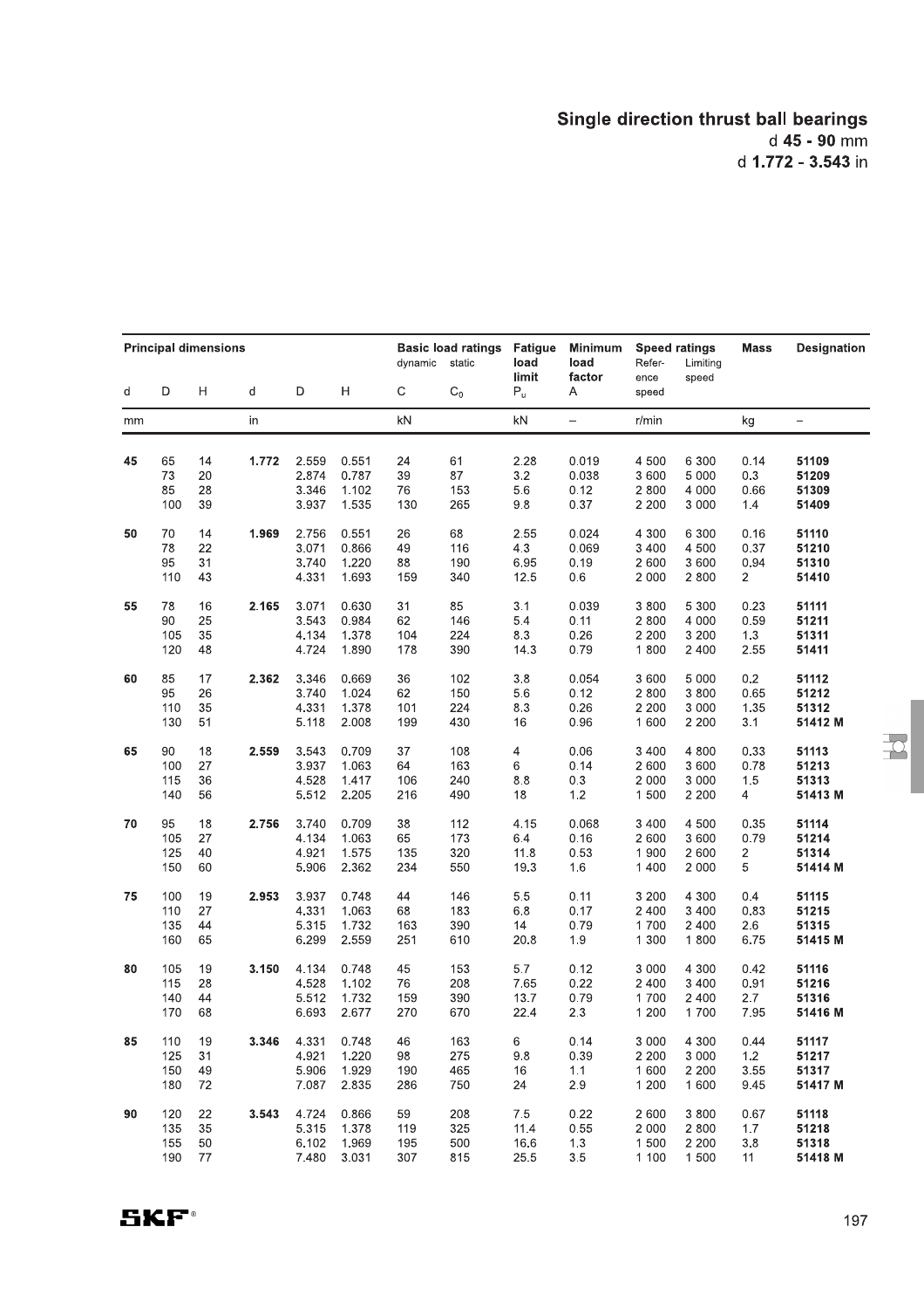# Single direction thrust ball bearings

d **45 - 90** mm
d **1.772 - 3.543** in

| Principal dimensions | | | | | | Basic load ratings dynamic | static | Fatigue load limit | Minimum load factor | Speed ratings Reference speed | Limiting speed | Mass | Designation |
|---|---|---|---|---|---|---|---|---|---|---|---|---|---|
| d | D | H | d | D | H | C | $C_0$ | $P_u$ | A | | | | |
| mm | | | in | | | kN | | kN | – | r/min | | kg | – |
| **45** | 65 | 14 | **1.772** | 2.559 | 0.551 | 24 | 61 | 2.28 | 0.019 | 4 500 | 6 300 | 0.14 | **51109** |
| | 73 | 20 | | 2.874 | 0.787 | 39 | 87 | 3.2 | 0.038 | 3 600 | 5 000 | 0.3 | **51209** |
| | 85 | 28 | | 3.346 | 1.102 | 76 | 153 | 5.6 | 0.12 | 2 800 | 4 000 | 0.66 | **51309** |
| | 100 | 39 | | 3.937 | 1.535 | 130 | 265 | 9.8 | 0.37 | 2 200 | 3 000 | 1.4 | **51409** |
| **50** | 70 | 14 | **1.969** | 2.756 | 0.551 | 26 | 68 | 2.55 | 0.024 | 4 300 | 6 300 | 0.16 | **51110** |
| | 78 | 22 | | 3.071 | 0.866 | 49 | 116 | 4.3 | 0.069 | 3 400 | 4 500 | 0.37 | **51210** |
| | 95 | 31 | | 3.740 | 1.220 | 88 | 190 | 6.95 | 0.19 | 2 600 | 3 600 | 0.94 | **51310** |
| | 110 | 43 | | 4.331 | 1.693 | 159 | 340 | 12.5 | 0.6 | 2 000 | 2 800 | 2 | **51410** |
| **55** | 78 | 16 | **2.165** | 3.071 | 0.630 | 31 | 85 | 3.1 | 0.039 | 3 800 | 5 300 | 0.23 | **51111** |
| | 90 | 25 | | 3.543 | 0.984 | 62 | 146 | 5.4 | 0.11 | 2 800 | 4 000 | 0.59 | **51211** |
| | 105 | 35 | | 4.134 | 1.378 | 104 | 224 | 8.3 | 0.26 | 2 200 | 3 200 | 1.3 | **51311** |
| | 120 | 48 | | 4.724 | 1.890 | 178 | 390 | 14.3 | 0.79 | 1 800 | 2 400 | 2.55 | **51411** |
| **60** | 85 | 17 | **2.362** | 3.346 | 0.669 | 36 | 102 | 3.8 | 0.054 | 3 600 | 5 000 | 0.2 | **51112** |
| | 95 | 26 | | 3.740 | 1.024 | 62 | 150 | 5.6 | 0.12 | 2 800 | 3 800 | 0.65 | **51212** |
| | 110 | 35 | | 4.331 | 1.378 | 101 | 224 | 8.3 | 0.26 | 2 200 | 3 000 | 1.35 | **51312** |
| | 130 | 51 | | 5.118 | 2.008 | 199 | 430 | 16 | 0.96 | 1 600 | 2 200 | 3.1 | **51412 M** |
| **65** | 90 | 18 | **2.559** | 3.543 | 0.709 | 37 | 108 | 4 | 0.06 | 3 400 | 4 800 | 0.33 | **51113** |
| | 100 | 27 | | 3.937 | 1.063 | 64 | 163 | 6 | 0.14 | 2 600 | 3 600 | 0.78 | **51213** |
| | 115 | 36 | | 4.528 | 1.417 | 106 | 240 | 8.8 | 0.3 | 2 000 | 3 000 | 1.5 | **51313** |
| | 140 | 56 | | 5.512 | 2.205 | 216 | 490 | 18 | 1.2 | 1 500 | 2 200 | 4 | **51413 M** |
| **70** | 95 | 18 | **2.756** | 3.740 | 0.709 | 38 | 112 | 4.15 | 0.068 | 3 400 | 4 500 | 0.35 | **51114** |
| | 105 | 27 | | 4.134 | 1.063 | 65 | 173 | 6.4 | 0.16 | 2 600 | 3 600 | 0.79 | **51214** |
| | 125 | 40 | | 4.921 | 1.575 | 135 | 320 | 11.8 | 0.53 | 1 900 | 2 600 | 2 | **51314** |
| | 150 | 60 | | 5.906 | 2.362 | 234 | 550 | 19.3 | 1.6 | 1 400 | 2 000 | 5 | **51414 M** |
| **75** | 100 | 19 | **2.953** | 3.937 | 0.748 | 44 | 146 | 5.5 | 0.11 | 3 200 | 4 300 | 0.4 | **51115** |
| | 110 | 27 | | 4.331 | 1.063 | 68 | 183 | 6.8 | 0.17 | 2 400 | 3 400 | 0.83 | **51215** |
| | 135 | 44 | | 5.315 | 1.732 | 163 | 390 | 14 | 0.79 | 1 700 | 2 400 | 2.6 | **51315** |
| | 160 | 65 | | 6.299 | 2.559 | 251 | 610 | 20.8 | 1.9 | 1 300 | 1 800 | 6.75 | **51415 M** |
| **80** | 105 | 19 | **3.150** | 4.134 | 0.748 | 45 | 153 | 5.7 | 0.12 | 3 000 | 4 300 | 0.42 | **51116** |
| | 115 | 28 | | 4.528 | 1.102 | 76 | 208 | 7.65 | 0.22 | 2 400 | 3 400 | 0.91 | **51216** |
| | 140 | 44 | | 5.512 | 1.732 | 159 | 390 | 13.7 | 0.79 | 1 700 | 2 400 | 2.7 | **51316** |
| | 170 | 68 | | 6.693 | 2.677 | 270 | 670 | 22.4 | 2.3 | 1 200 | 1 700 | 7.95 | **51416 M** |
| **85** | 110 | 19 | **3.346** | 4.331 | 0.748 | 46 | 163 | 6 | 0.14 | 3 000 | 4 300 | 0.44 | **51117** |
| | 125 | 31 | | 4.921 | 1.220 | 98 | 275 | 9.8 | 0.39 | 2 200 | 3 000 | 1.2 | **51217** |
| | 150 | 49 | | 5.906 | 1.929 | 190 | 465 | 16 | 1.1 | 1 600 | 2 200 | 3.55 | **51317** |
| | 180 | 72 | | 7.087 | 2.835 | 286 | 750 | 24 | 2.9 | 1 200 | 1 600 | 9.45 | **51417 M** |
| **90** | 120 | 22 | **3.543** | 4.724 | 0.866 | 59 | 208 | 7.5 | 0.22 | 2 600 | 3 800 | 0.67 | **51118** |
| | 135 | 35 | | 5.315 | 1.378 | 119 | 325 | 11.4 | 0.55 | 2 000 | 2 800 | 1.7 | **51218** |
| | 155 | 50 | | 6.102 | 1.969 | 195 | 500 | 16.6 | 1.3 | 1 500 | 2 200 | 3.8 | **51318** |
| | 190 | 77 | | 7.480 | 3.031 | 307 | 815 | 25.5 | 3.5 | 1 100 | 1 500 | 11 | **51418 M** |